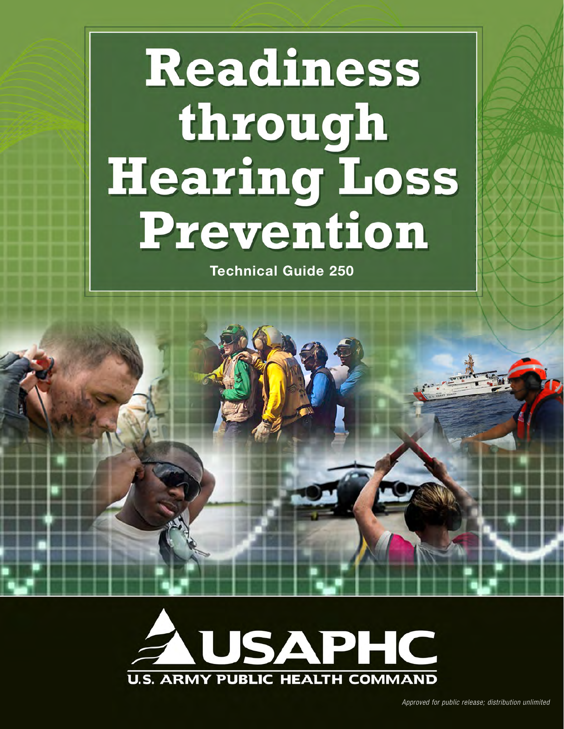# Readiness through Hearing Loss Prevention

Technical Guide 250

USAPHC

U.S. ARMY PUBLIC HEALTH COMMAND

*Approved for public release; distribution unlimited*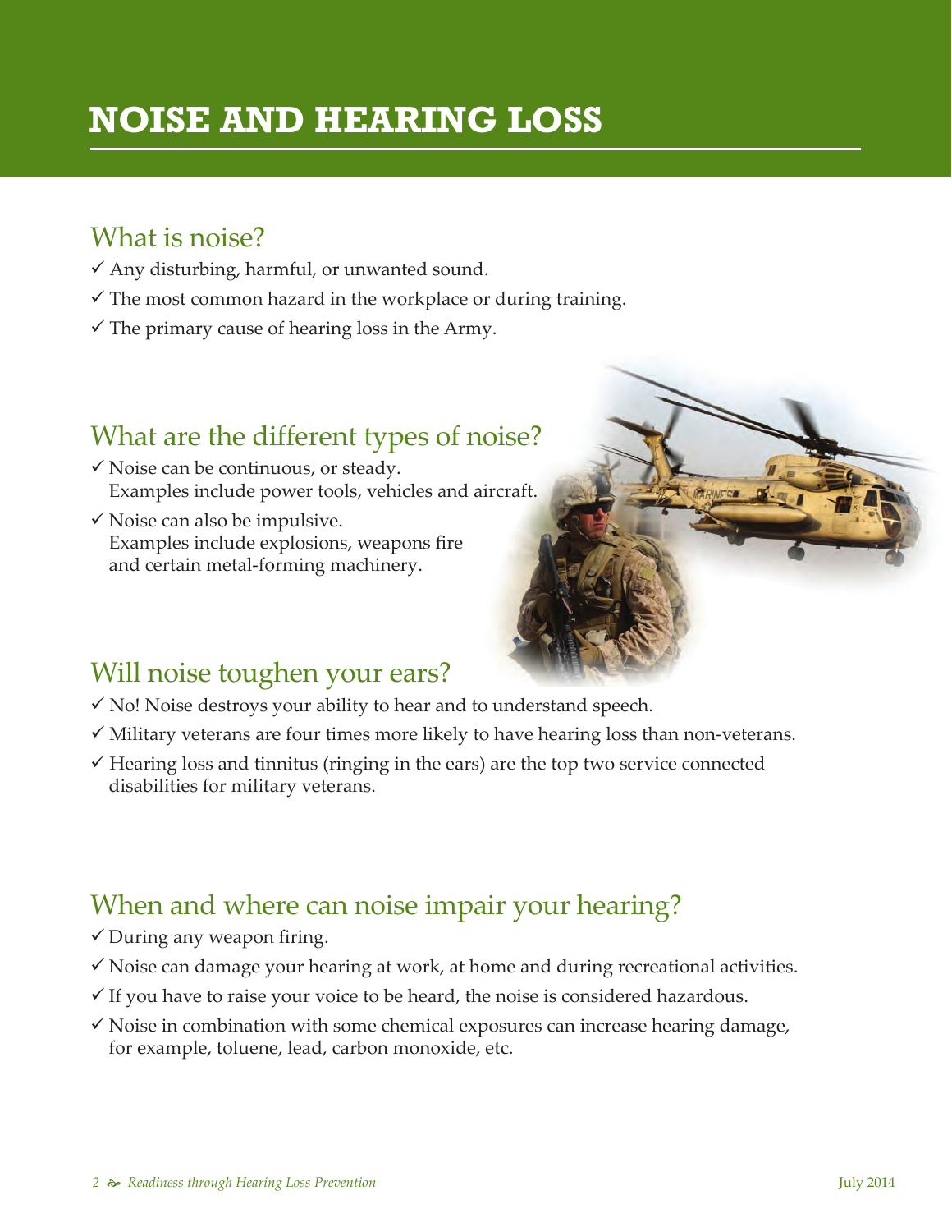# NOISE AND HEARING LOSS

## What is noise?

- ✓ Any disturbing, harmful, or unwanted sound.
- ✓ The most common hazard in the workplace or during training.
- ✓ The primary cause of hearing loss in the Army.

## What are the different types of noise?

- ✓ Noise can be continuous, or steady. Examples include power tools, vehicles and aircraft.
- ✓ Noise can also be impulsive. Examples include explosions, weapons fire and certain metal-forming machinery.

## Will noise toughen your ears?

- ✓ No! Noise destroys your ability to hear and to understand speech.
- ✓ Military veterans are four times more likely to have hearing loss than non-veterans.
- ✓ Hearing loss and tinnitus (ringing in the ears) are the top two service connected disabilities for military veterans.

## When and where can noise impair your hearing?

- ✓ During any weapon firing.
- ✓ Noise can damage your hearing at work, at home and during recreational activities.
- ✓ If you have to raise your voice to be heard, the noise is considered hazardous.
- ✓ Noise in combination with some chemical exposures can increase hearing damage, for example, toluene, lead, carbon monoxide, etc.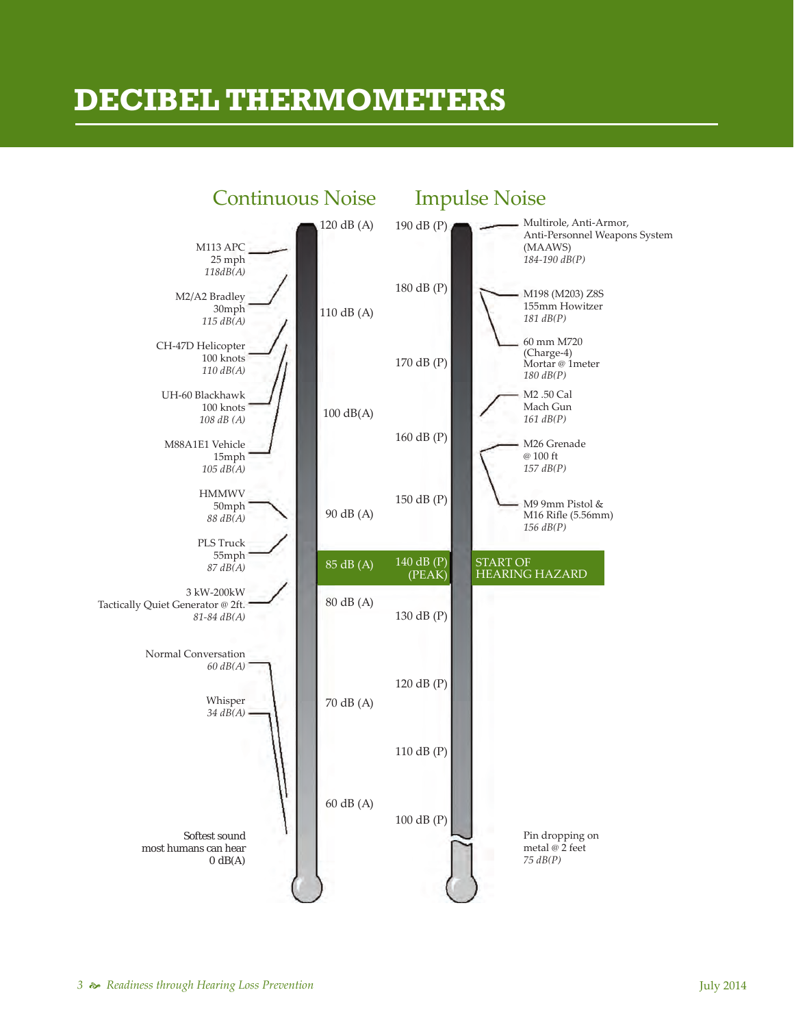# DECIBEL THERMOMETERS

## Continuous Noise

| Scale | Source |
|---|---|
| 120 dB (A) | M113 APC, 25 mph, *118dB(A)* |
| | M2/A2 Bradley, 30mph, *115 dB(A)* |
| 110 dB (A) | CH-47D Helicopter, 100 knots, *110 dB(A)* |
| | UH-60 Blackhawk, 100 knots, *108 dB (A)* |
| 100 dB(A) | M88A1E1 Vehicle, 15mph, *105 dB(A)* |
| 90 dB (A) | HMMWV, 50mph, *88 dB(A)* |
| | PLS Truck, 55mph, *87 dB(A)* |
| **85 dB (A)** | **START OF HEARING HAZARD** |
| 80 dB (A) | 3 kW-200kW Tactically Quiet Generator @ 2ft., *81-84 dB(A)* |
| 70 dB (A) | Normal Conversation, *60 dB(A)* |
| 60 dB (A) | Whisper, *34 dB(A)* |
| | Softest sound most humans can hear, 0 dB(A) |

## Impulse Noise

| Scale | Source |
|---|---|
| 190 dB (P) | Multirole, Anti-Armor, Anti-Personnel Weapons System (MAAWS), *184-190 dB(P)* |
| 180 dB (P) | M198 (M203) Z8S 155mm Howitzer, *181 dB(P)* |
| | 60 mm M720 (Charge-4) Mortar @ 1meter, *180 dB(P)* |
| 170 dB (P) | |
| 160 dB (P) | M2 .50 Cal Mach Gun, *161 dB(P)* |
| | M26 Grenade @ 100 ft, *157 dB(P)* |
| 150 dB (P) | M9 9mm Pistol & M16 Rifle (5.56mm), *156 dB(P)* |
| **140 dB (P) (PEAK)** | **START OF HEARING HAZARD** |
| 130 dB (P) | |
| 120 dB (P) | |
| 110 dB (P) | |
| 100 dB (P) | |
| | Pin dropping on metal @ 2 feet, *75 dB(P)* |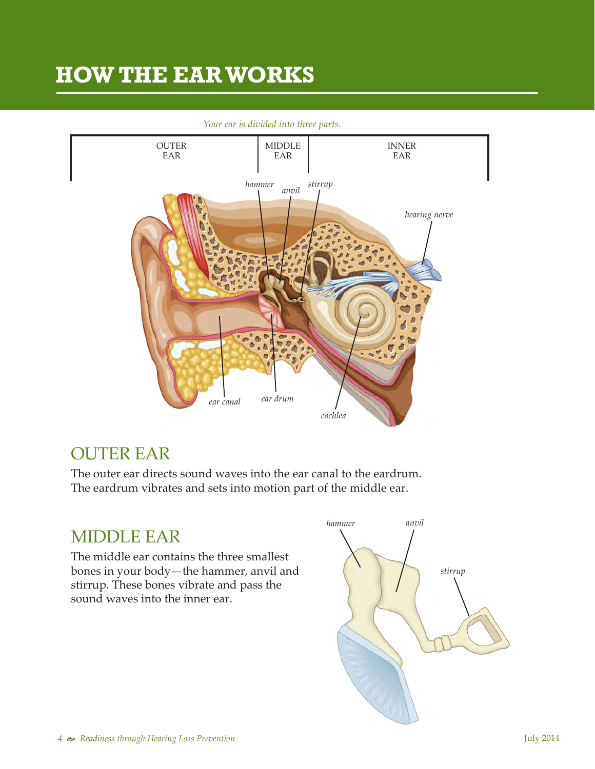# HOW THE EAR WORKS

*Your ear is divided into three parts.*

## OUTER EAR

The outer ear directs sound waves into the ear canal to the eardrum. The eardrum vibrates and sets into motion part of the middle ear.

## MIDDLE EAR

The middle ear contains the three smallest bones in your body—the hammer, anvil and stirrup. These bones vibrate and pass the sound waves into the inner ear.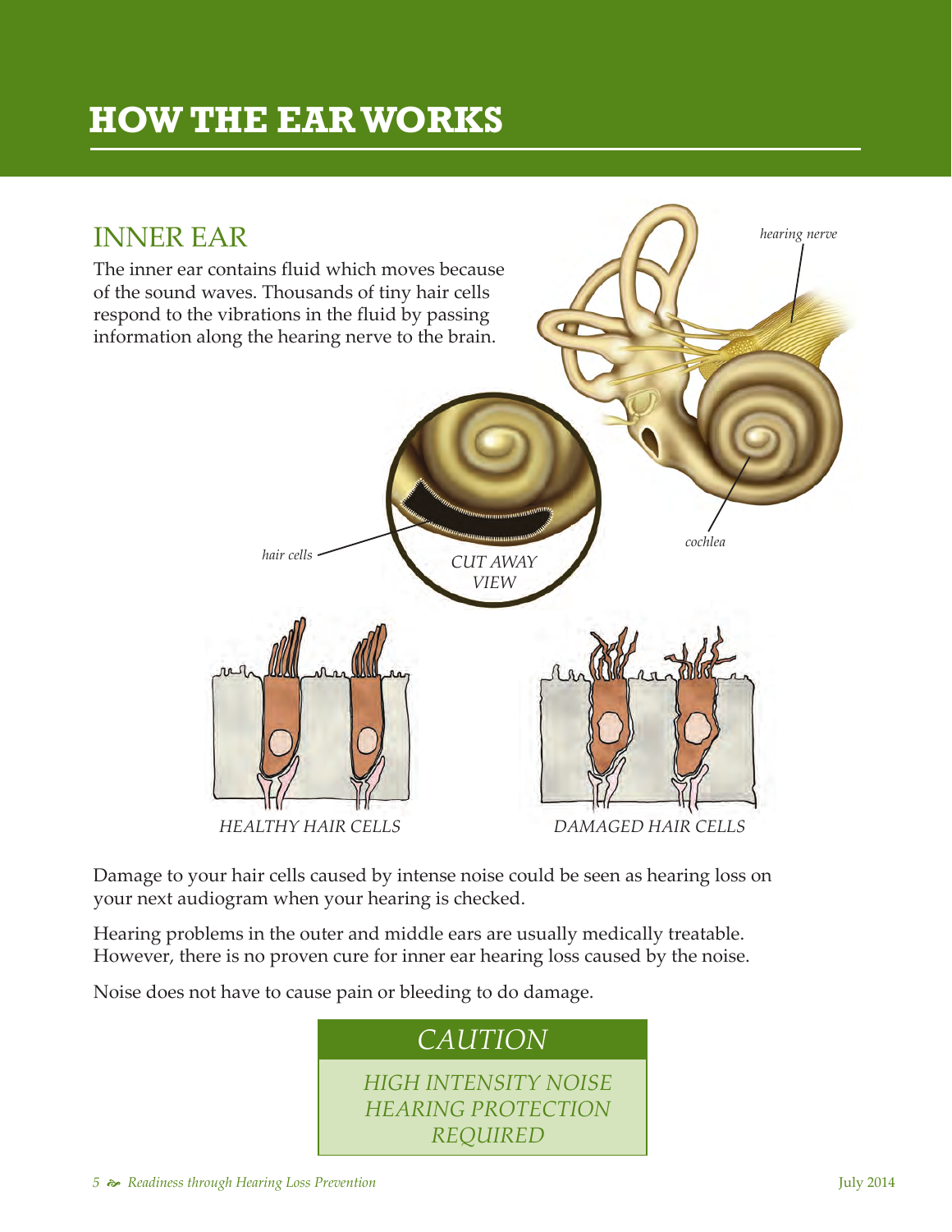# HOW THE EAR WORKS

## INNER EAR

The inner ear contains fluid which moves because of the sound waves. Thousands of tiny hair cells respond to the vibrations in the fluid by passing information along the hearing nerve to the brain.

*hearing nerve*

*hair cells*

*CUT AWAY VIEW*

*cochlea*

*HEALTHY HAIR CELLS*

*DAMAGED HAIR CELLS*

Damage to your hair cells caused by intense noise could be seen as hearing loss on your next audiogram when your hearing is checked.

Hearing problems in the outer and middle ears are usually medically treatable. However, there is no proven cure for inner ear hearing loss caused by the noise.

Noise does not have to cause pain or bleeding to do damage.

*CAUTION*

*HIGH INTENSITY NOISE HEARING PROTECTION REQUIRED*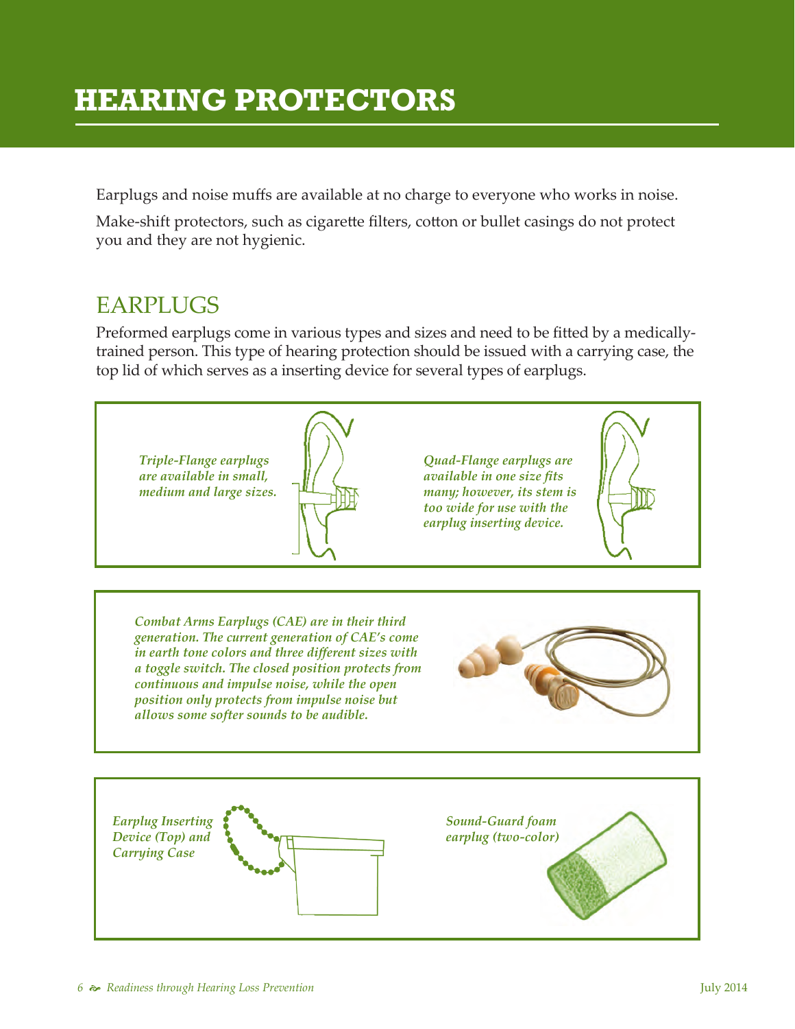# HEARING PROTECTORS

Earplugs and noise muffs are available at no charge to everyone who works in noise.

Make-shift protectors, such as cigarette filters, cotton or bullet casings do not protect you and they are not hygienic.

## EARPLUGS

Preformed earplugs come in various types and sizes and need to be fitted by a medically-trained person. This type of hearing protection should be issued with a carrying case, the top lid of which serves as a inserting device for several types of earplugs.

***Triple-Flange earplugs are available in small, medium and large sizes.***

***Quad-Flange earplugs are available in one size fits many; however, its stem is too wide for use with the earplug inserting device.***

***Combat Arms Earplugs (CAE) are in their third generation. The current generation of CAE's come in earth tone colors and three different sizes with a toggle switch. The closed position protects from continuous and impulse noise, while the open position only protects from impulse noise but allows some softer sounds to be audible.***

*Earplug Inserting Device (Top) and Carrying Case*

*Sound-Guard foam earplug (two-color)*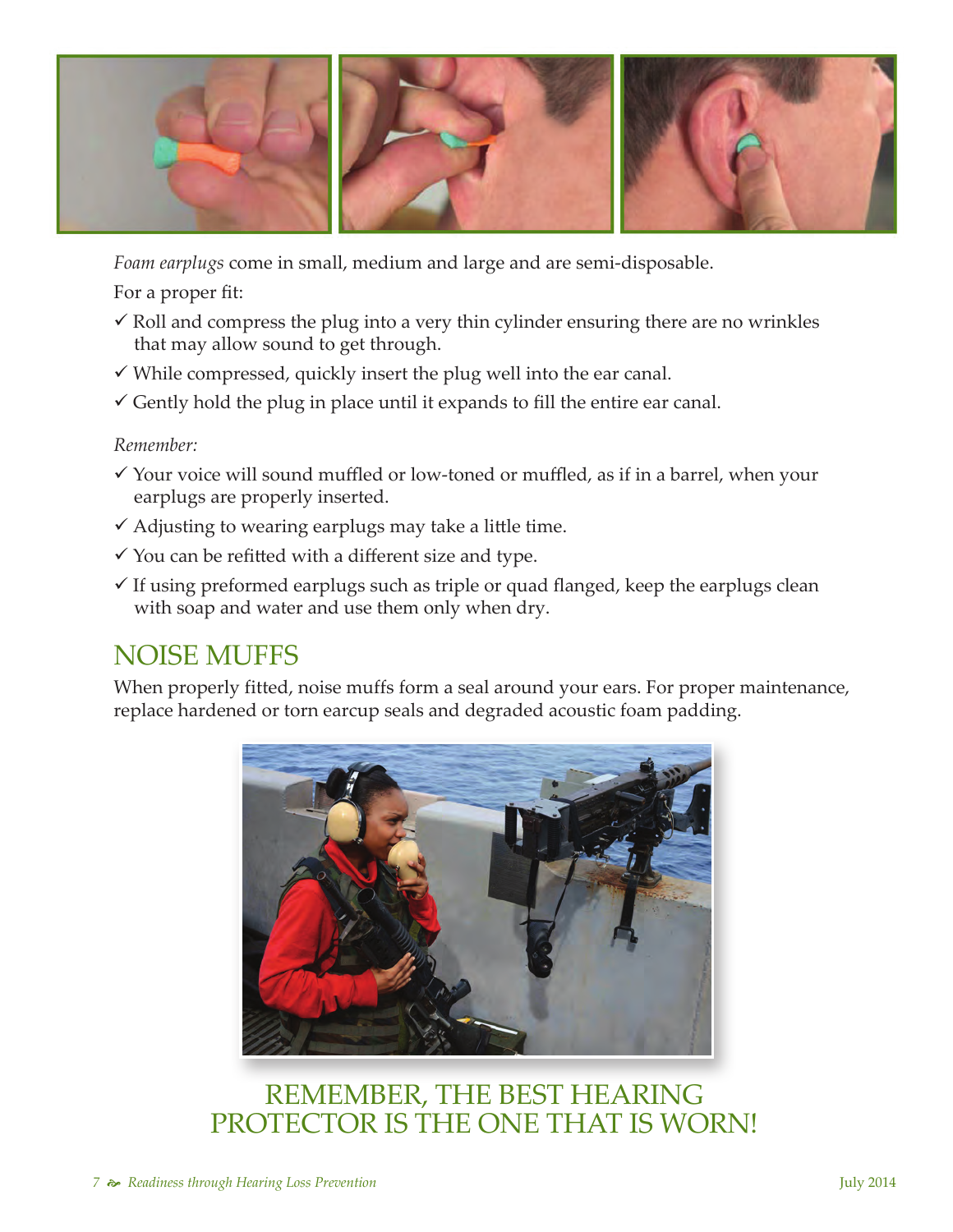*Foam earplugs* come in small, medium and large and are semi-disposable.

For a proper fit:

- ✓ Roll and compress the plug into a very thin cylinder ensuring there are no wrinkles that may allow sound to get through.
- ✓ While compressed, quickly insert the plug well into the ear canal.
- ✓ Gently hold the plug in place until it expands to fill the entire ear canal.

*Remember:*

- ✓ Your voice will sound muffled or low-toned or muffled, as if in a barrel, when your earplugs are properly inserted.
- ✓ Adjusting to wearing earplugs may take a little time.
- ✓ You can be refitted with a different size and type.
- ✓ If using preformed earplugs such as triple or quad flanged, keep the earplugs clean with soap and water and use them only when dry.

## NOISE MUFFS

When properly fitted, noise muffs form a seal around your ears. For proper maintenance, replace hardened or torn earcup seals and degraded acoustic foam padding.

## REMEMBER, THE BEST HEARING PROTECTOR IS THE ONE THAT IS WORN!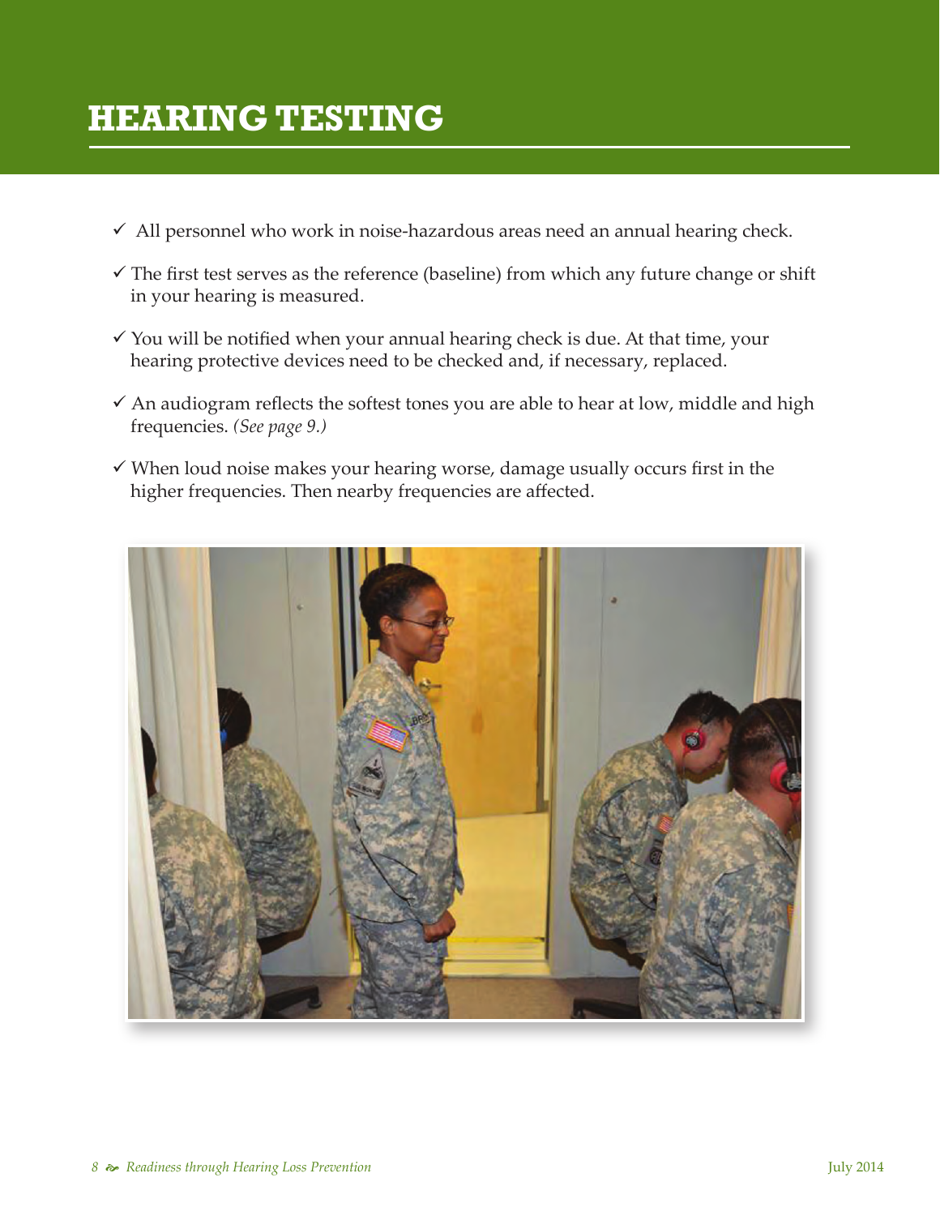# HEARING TESTING

- ✓ All personnel who work in noise-hazardous areas need an annual hearing check.
- ✓ The first test serves as the reference (baseline) from which any future change or shift in your hearing is measured.
- ✓ You will be notified when your annual hearing check is due. At that time, your hearing protective devices need to be checked and, if necessary, replaced.
- ✓ An audiogram reflects the softest tones you are able to hear at low, middle and high frequencies. *(See page 9.)*
- ✓ When loud noise makes your hearing worse, damage usually occurs first in the higher frequencies. Then nearby frequencies are affected.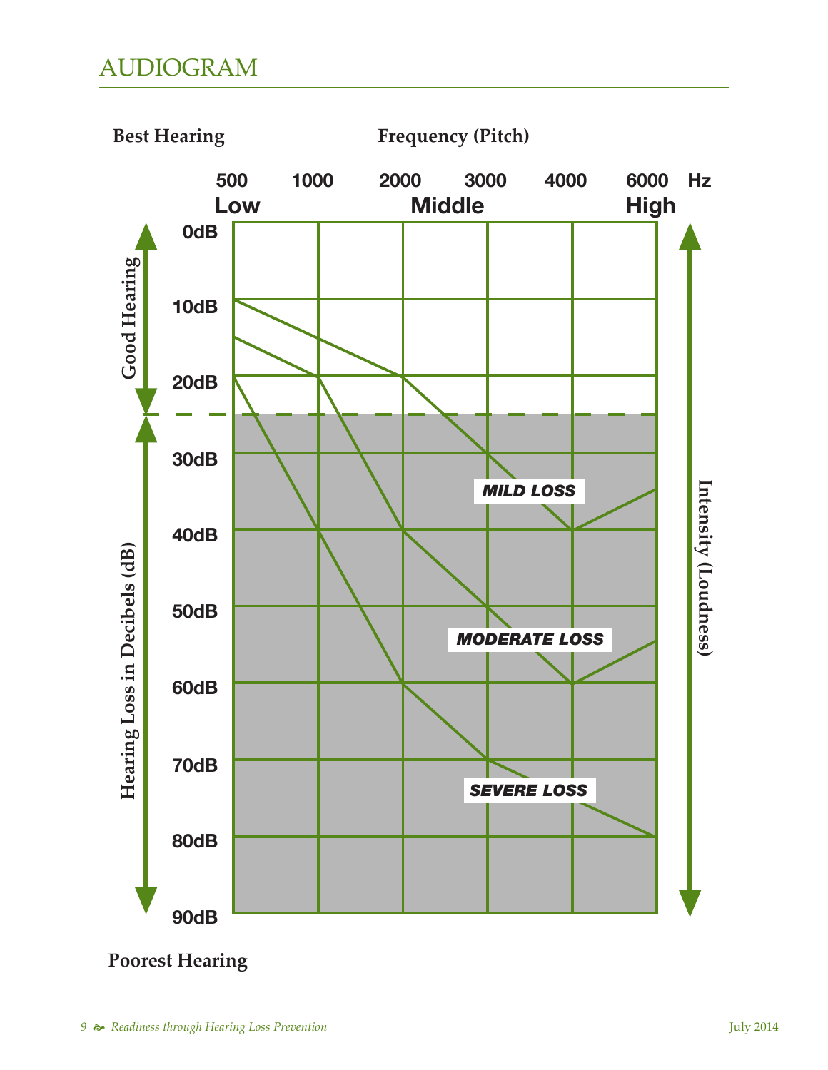## AUDIOGRAM

**Best Hearing** **Frequency (Pitch)**

500 1000 2000 3000 4000 6000 Hz

Low Middle High

0dB
10dB
20dB
30dB
40dB
50dB
60dB
70dB
80dB
90dB

Good Hearing

Hearing Loss in Decibels (dB)

Intensity (Loudness)

*MILD LOSS*

*MODERATE LOSS*

*SEVERE LOSS*

**Poorest Hearing**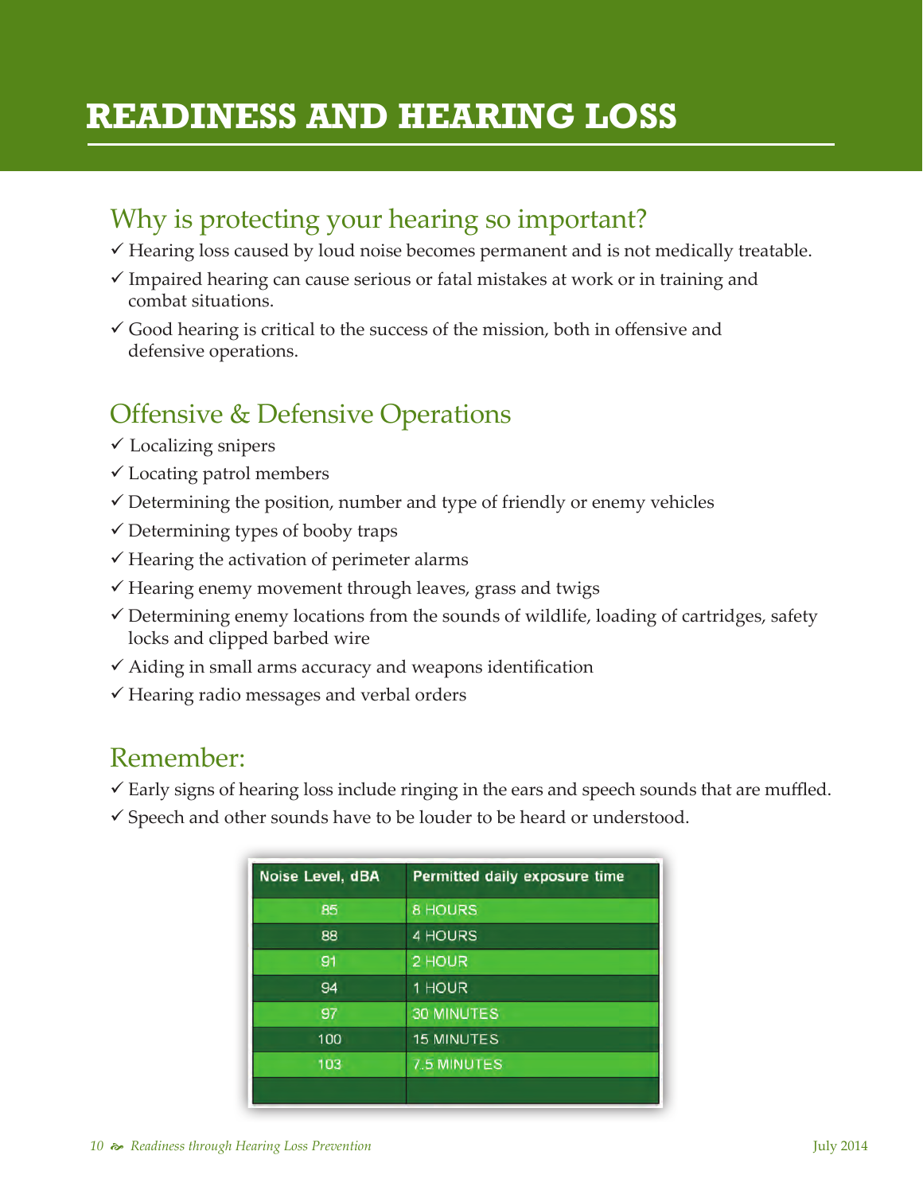# READINESS AND HEARING LOSS

## Why is protecting your hearing so important?

- ✓ Hearing loss caused by loud noise becomes permanent and is not medically treatable.
- ✓ Impaired hearing can cause serious or fatal mistakes at work or in training and combat situations.
- ✓ Good hearing is critical to the success of the mission, both in offensive and defensive operations.

## Offensive & Defensive Operations

- ✓ Localizing snipers
- ✓ Locating patrol members
- ✓ Determining the position, number and type of friendly or enemy vehicles
- ✓ Determining types of booby traps
- ✓ Hearing the activation of perimeter alarms
- ✓ Hearing enemy movement through leaves, grass and twigs
- ✓ Determining enemy locations from the sounds of wildlife, loading of cartridges, safety locks and clipped barbed wire
- ✓ Aiding in small arms accuracy and weapons identification
- ✓ Hearing radio messages and verbal orders

## Remember:

- ✓ Early signs of hearing loss include ringing in the ears and speech sounds that are muffled.
- ✓ Speech and other sounds have to be louder to be heard or understood.

| Noise Level, dBA | Permitted daily exposure time |
|---|---|
| 85 | 8 HOURS |
| 88 | 4 HOURS |
| 91 | 2 HOUR |
| 94 | 1 HOUR |
| 97 | 30 MINUTES |
| 100 | 15 MINUTES |
| 103 | 7.5 MINUTES |
| | |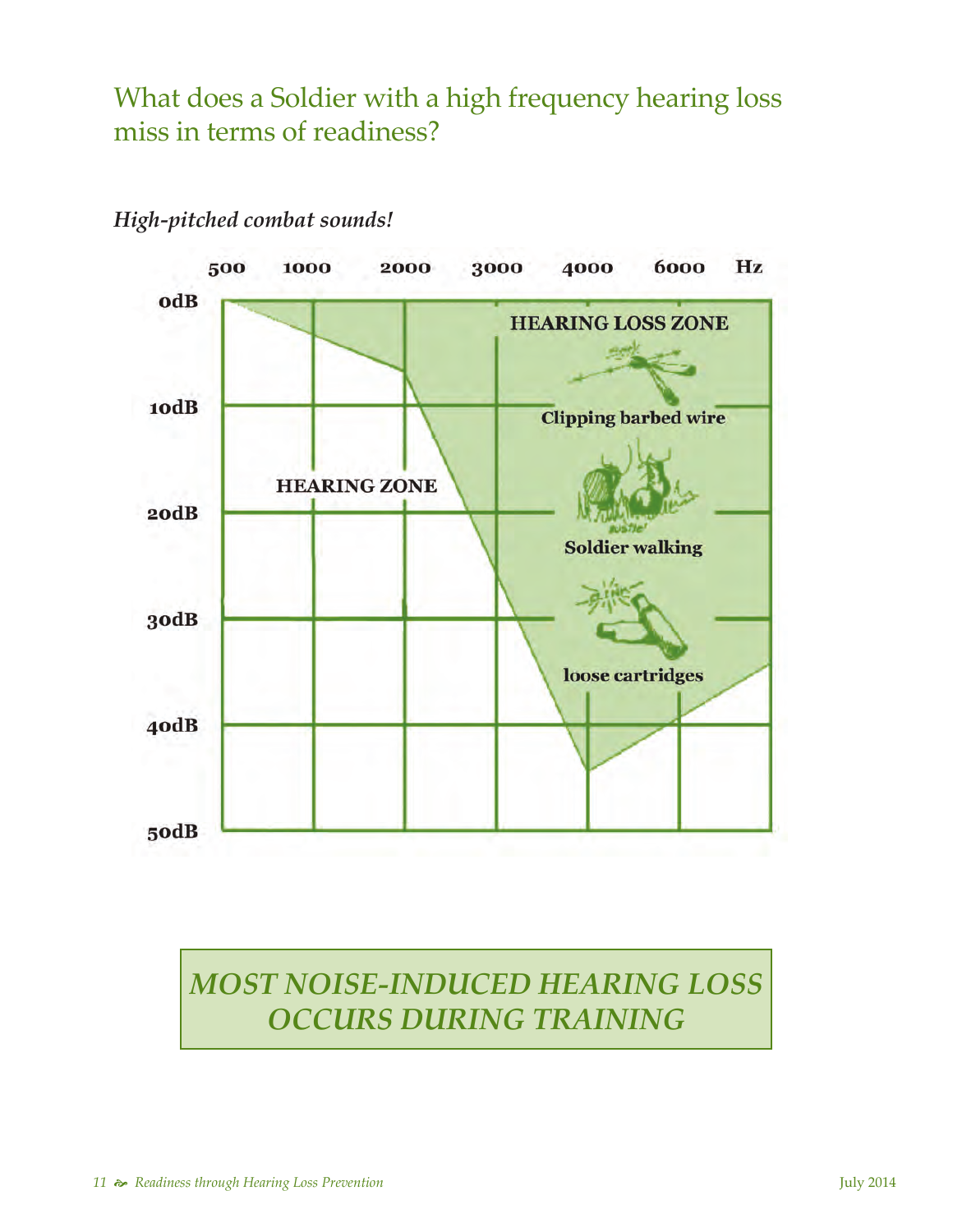## What does a Soldier with a high frequency hearing loss miss in terms of readiness?

*High-pitched combat sounds!*

500 1000 2000 3000 4000 6000 Hz

0dB
10dB
20dB
30dB
40dB
50dB

HEARING LOSS ZONE

Clipping barbed wire

HEARING ZONE

Soldier walking

loose cartridges

***MOST NOISE-INDUCED HEARING LOSS OCCURS DURING TRAINING***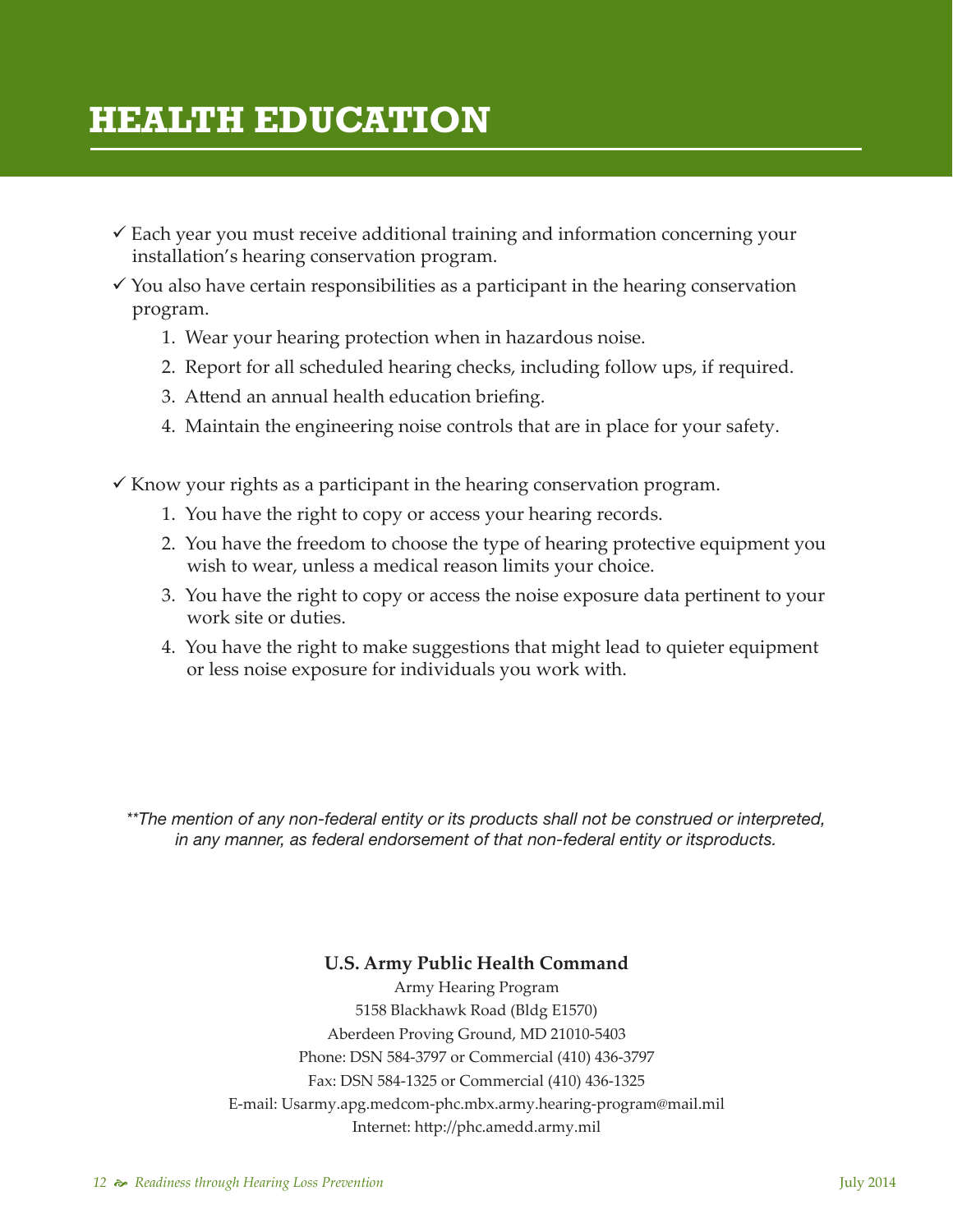# HEALTH EDUCATION

- ✓ Each year you must receive additional training and information concerning your installation's hearing conservation program.
- ✓ You also have certain responsibilities as a participant in the hearing conservation program.
  1. Wear your hearing protection when in hazardous noise.
  2. Report for all scheduled hearing checks, including follow ups, if required.
  3. Attend an annual health education briefing.
  4. Maintain the engineering noise controls that are in place for your safety.

- ✓ Know your rights as a participant in the hearing conservation program.
  1. You have the right to copy or access your hearing records.
  2. You have the freedom to choose the type of hearing protective equipment you wish to wear, unless a medical reason limits your choice.
  3. You have the right to copy or access the noise exposure data pertinent to your work site or duties.
  4. You have the right to make suggestions that might lead to quieter equipment or less noise exposure for individuals you work with.

*\*\*The mention of any non-federal entity or its products shall not be construed or interpreted, in any manner, as federal endorsement of that non-federal entity or itsproducts.*

**U.S. Army Public Health Command**
Army Hearing Program
5158 Blackhawk Road (Bldg E1570)
Aberdeen Proving Ground, MD 21010-5403
Phone: DSN 584-3797 or Commercial (410) 436-3797
Fax: DSN 584-1325 or Commercial (410) 436-1325
E-mail: Usarmy.apg.medcom-phc.mbx.army.hearing-program@mail.mil
Internet: http://phc.amedd.army.mil